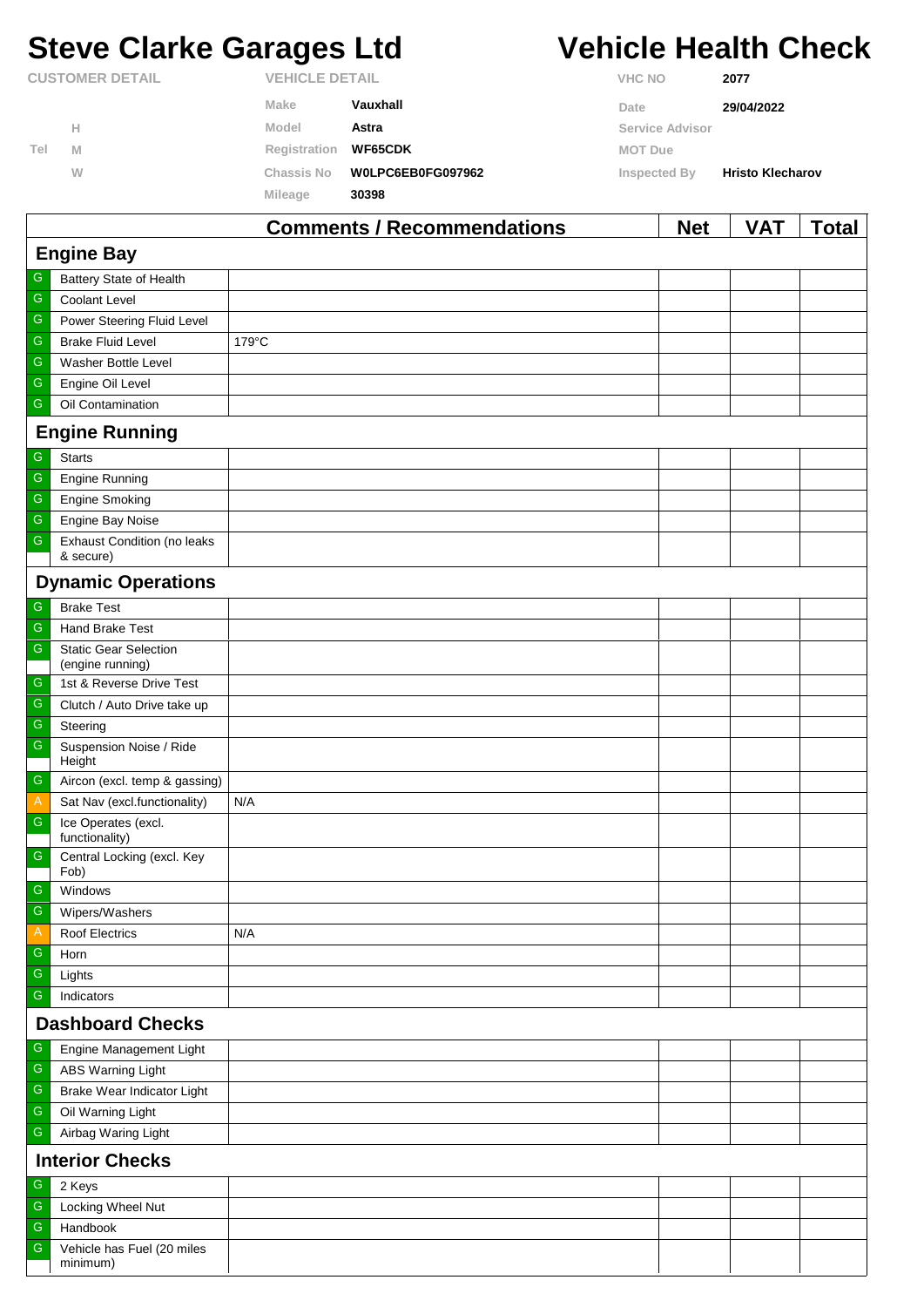# Steve Clarke Garages Ltd

# Vehicle Health Check

| CUSTOMER DETAIL | | VEHICLE DETAIL | | | |
|---|---|---|---|---|---|
| | | Make | Vauxhall | VHC NO | 2077 |
| | H | Model | Astra | Date | 29/04/2022 |
| Tel | M | Registration | WF65CDK | Service Advisor | |
| | W | Chassis No | W0LPC6EB0FG097962 | MOT Due | |
| | | Mileage | 30398 | Inspected By | Hristo Klecharov |

| | | Comments / Recommendations | Net | VAT | Total |
|---|---|---|---|---|---|
| **Engine Bay** | | | | | |
| G | Battery State of Health | | | | |
| G | Coolant Level | | | | |
| G | Power Steering Fluid Level | | | | |
| G | Brake Fluid Level | 179°C | | | |
| G | Washer Bottle Level | | | | |
| G | Engine Oil Level | | | | |
| G | Oil Contamination | | | | |
| **Engine Running** | | | | | |
| G | Starts | | | | |
| G | Engine Running | | | | |
| G | Engine Smoking | | | | |
| G | Engine Bay Noise | | | | |
| G | Exhaust Condition (no leaks & secure) | | | | |
| **Dynamic Operations** | | | | | |
| G | Brake Test | | | | |
| G | Hand Brake Test | | | | |
| G | Static Gear Selection (engine running) | | | | |
| G | 1st & Reverse Drive Test | | | | |
| G | Clutch / Auto Drive take up | | | | |
| G | Steering | | | | |
| G | Suspension Noise / Ride Height | | | | |
| G | Aircon (excl. temp & gassing) | | | | |
| A | Sat Nav (excl.functionality) | N/A | | | |
| G | Ice Operates (excl. functionality) | | | | |
| G | Central Locking (excl. Key Fob) | | | | |
| G | Windows | | | | |
| G | Wipers/Washers | | | | |
| A | Roof Electrics | N/A | | | |
| G | Horn | | | | |
| G | Lights | | | | |
| G | Indicators | | | | |
| **Dashboard Checks** | | | | | |
| G | Engine Management Light | | | | |
| G | ABS Warning Light | | | | |
| G | Brake Wear Indicator Light | | | | |
| G | Oil Warning Light | | | | |
| G | Airbag Waring Light | | | | |
| **Interior Checks** | | | | | |
| G | 2 Keys | | | | |
| G | Locking Wheel Nut | | | | |
| G | Handbook | | | | |
| G | Vehicle has Fuel (20 miles minimum) | | | | |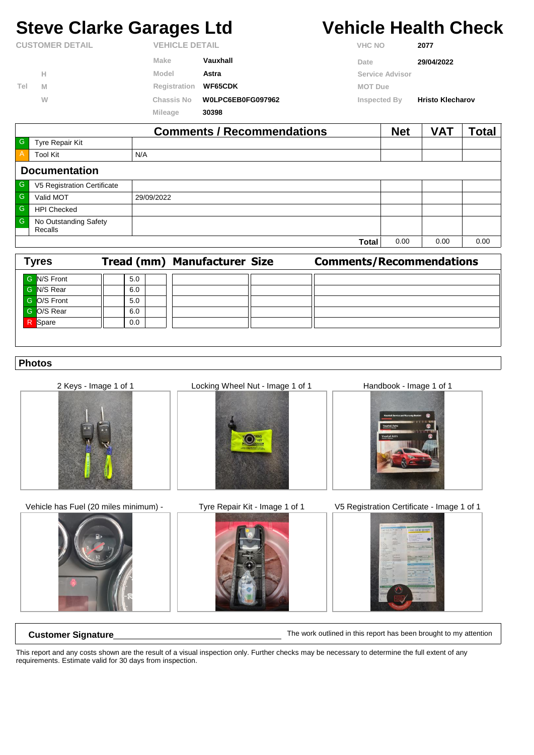# Steve Clarke Garages Ltd

# Vehicle Health Check

| CUSTOMER DETAIL | | VEHICLE DETAIL | | | |
|---|---|---|---|---|---|
| | | Make | Vauxhall | VHC NO | 2077 |
| | H | Model | Astra | Date | 29/04/2022 |
| Tel | M | Registration | WF65CDK | Service Advisor | |
| | W | Chassis No | W0LPC6EB0FG097962 | MOT Due | |
| | | Mileage | 30398 | Inspected By | Hristo Klecharov |

| | | Comments / Recommendations | Net | VAT | Total |
|---|---|---|---|---|---|
| G | Tyre Repair Kit | | | | |
| A | Tool Kit | N/A | | | |
| **Documentation** | | | | | |
| G | V5 Registration Certificate | | | | |
| G | Valid MOT | 29/09/2022 | | | |
| G | HPI Checked | | | | |
| G | No Outstanding Safety Recalls | | | | |
| | | **Total** | 0.00 | 0.00 | 0.00 |

| | Tyres | Tread (mm) | | Manufacturer | Size | Comments/Recommendations |
|---|---|---|---|---|---|---|
| G | N/S Front | 5.0 | | | | |
| G | N/S Rear | 6.0 | | | | |
| G | O/S Front | 5.0 | | | | |
| G | O/S Rear | 6.0 | | | | |
| R | Spare | 0.0 | | | | |

## Photos

2 Keys - Image 1 of 1

Locking Wheel Nut - Image 1 of 1

Handbook - Image 1 of 1

Vehicle has Fuel (20 miles minimum) -

Tyre Repair Kit - Image 1 of 1

V5 Registration Certificate - Image 1 of 1

**Customer Signature**\_\_\_\_\_\_\_\_\_\_\_\_\_\_\_\_\_\_\_\_\_\_\_\_\_\_\_\_\_\_\_\_\_\_\_\_\_\_\_\_ The work outlined in this report has been brought to my attention

This report and any costs shown are the result of a visual inspection only. Further checks may be necessary to determine the full extent of any requirements. Estimate valid for 30 days from inspection.